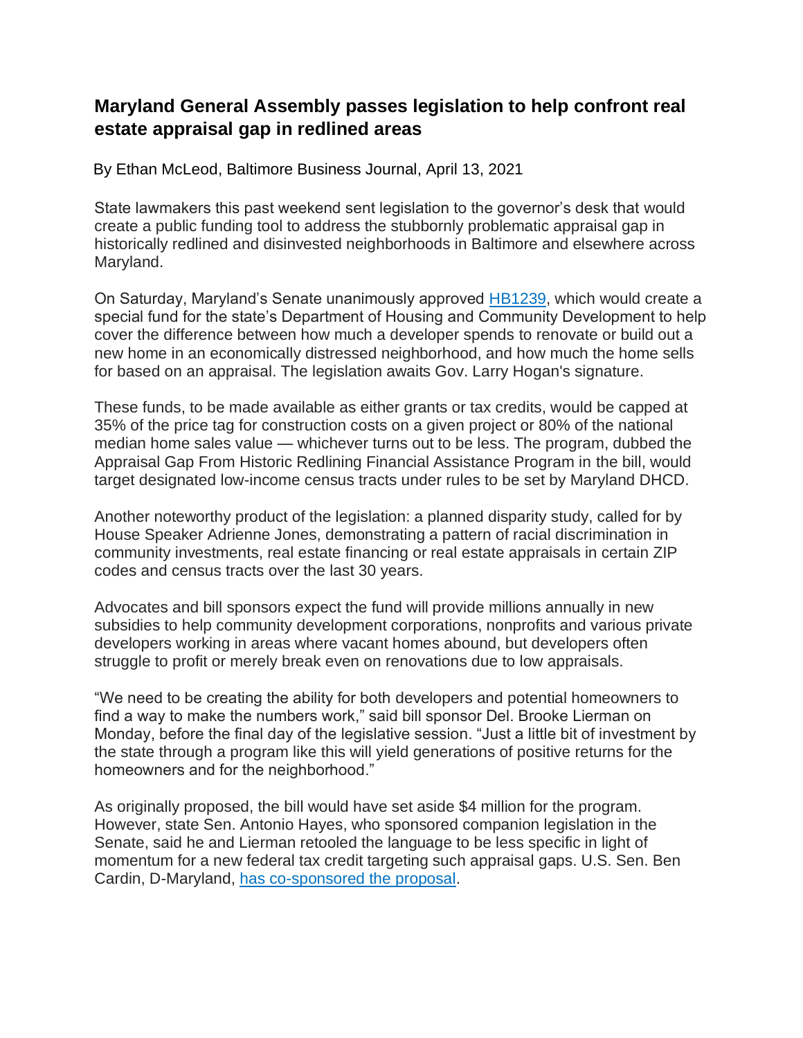## Maryland General Assembly passes legislation to help confront real estate appraisal gap in redlined areas

By Ethan McLeod, Baltimore Business Journal, April 13, 2021

State lawmakers this past weekend sent legislation to the governor's desk that would create a public funding tool to address the stubbornly problematic appraisal gap in historically redlined and disinvested neighborhoods in Baltimore and elsewhere across Maryland.

On Saturday, Maryland's Senate unanimously approved [HB1239](), which would create a special fund for the state's Department of Housing and Community Development to help cover the difference between how much a developer spends to renovate or build out a new home in an economically distressed neighborhood, and how much the home sells for based on an appraisal. The legislation awaits Gov. Larry Hogan's signature.

These funds, to be made available as either grants or tax credits, would be capped at 35% of the price tag for construction costs on a given project or 80% of the national median home sales value — whichever turns out to be less. The program, dubbed the Appraisal Gap From Historic Redlining Financial Assistance Program in the bill, would target designated low-income census tracts under rules to be set by Maryland DHCD.

Another noteworthy product of the legislation: a planned disparity study, called for by House Speaker Adrienne Jones, demonstrating a pattern of racial discrimination in community investments, real estate financing or real estate appraisals in certain ZIP codes and census tracts over the last 30 years.

Advocates and bill sponsors expect the fund will provide millions annually in new subsidies to help community development corporations, nonprofits and various private developers working in areas where vacant homes abound, but developers often struggle to profit or merely break even on renovations due to low appraisals.

"We need to be creating the ability for both developers and potential homeowners to find a way to make the numbers work," said bill sponsor Del. Brooke Lierman on Monday, before the final day of the legislative session. "Just a little bit of investment by the state through a program like this will yield generations of positive returns for the homeowners and for the neighborhood."

As originally proposed, the bill would have set aside $4 million for the program. However, state Sen. Antonio Hayes, who sponsored companion legislation in the Senate, said he and Lierman retooled the language to be less specific in light of momentum for a new federal tax credit targeting such appraisal gaps. U.S. Sen. Ben Cardin, D-Maryland, [has co-sponsored the proposal]().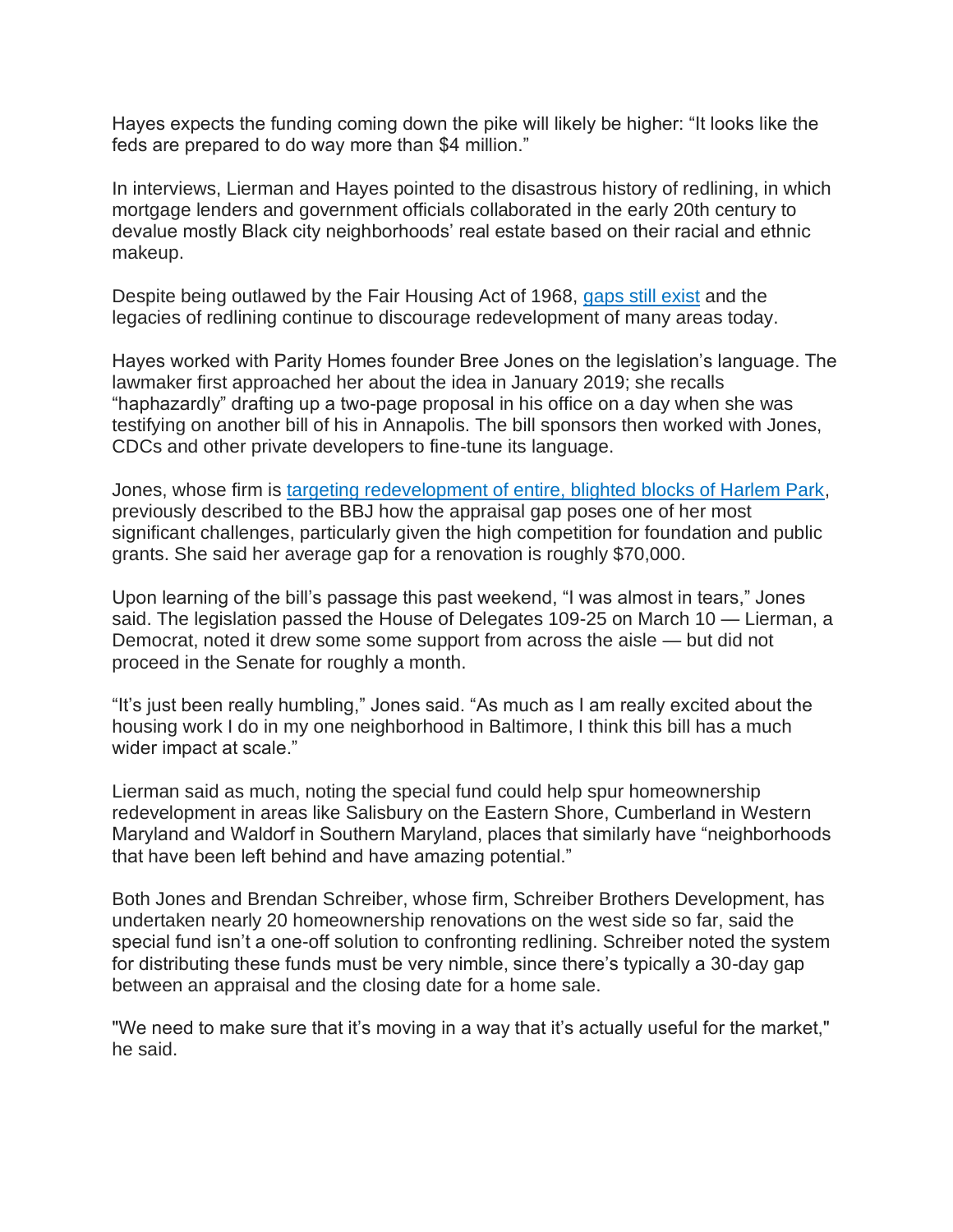Hayes expects the funding coming down the pike will likely be higher: “It looks like the feds are prepared to do way more than $4 million.”

In interviews, Lierman and Hayes pointed to the disastrous history of redlining, in which mortgage lenders and government officials collaborated in the early 20th century to devalue mostly Black city neighborhoods’ real estate based on their racial and ethnic makeup.

Despite being outlawed by the Fair Housing Act of 1968, gaps still exist and the legacies of redlining continue to discourage redevelopment of many areas today.

Hayes worked with Parity Homes founder Bree Jones on the legislation’s language. The lawmaker first approached her about the idea in January 2019; she recalls “haphazardly” drafting up a two-page proposal in his office on a day when she was testifying on another bill of his in Annapolis. The bill sponsors then worked with Jones, CDCs and other private developers to fine-tune its language.

Jones, whose firm is targeting redevelopment of entire, blighted blocks of Harlem Park, previously described to the BBJ how the appraisal gap poses one of her most significant challenges, particularly given the high competition for foundation and public grants. She said her average gap for a renovation is roughly $70,000.

Upon learning of the bill’s passage this past weekend, “I was almost in tears,” Jones said. The legislation passed the House of Delegates 109-25 on March 10 — Lierman, a Democrat, noted it drew some some support from across the aisle — but did not proceed in the Senate for roughly a month.

“It’s just been really humbling,” Jones said. “As much as I am really excited about the housing work I do in my one neighborhood in Baltimore, I think this bill has a much wider impact at scale.”

Lierman said as much, noting the special fund could help spur homeownership redevelopment in areas like Salisbury on the Eastern Shore, Cumberland in Western Maryland and Waldorf in Southern Maryland, places that similarly have “neighborhoods that have been left behind and have amazing potential.”

Both Jones and Brendan Schreiber, whose firm, Schreiber Brothers Development, has undertaken nearly 20 homeownership renovations on the west side so far, said the special fund isn’t a one-off solution to confronting redlining. Schreiber noted the system for distributing these funds must be very nimble, since there’s typically a 30-day gap between an appraisal and the closing date for a home sale.

"We need to make sure that it’s moving in a way that it’s actually useful for the market," he said.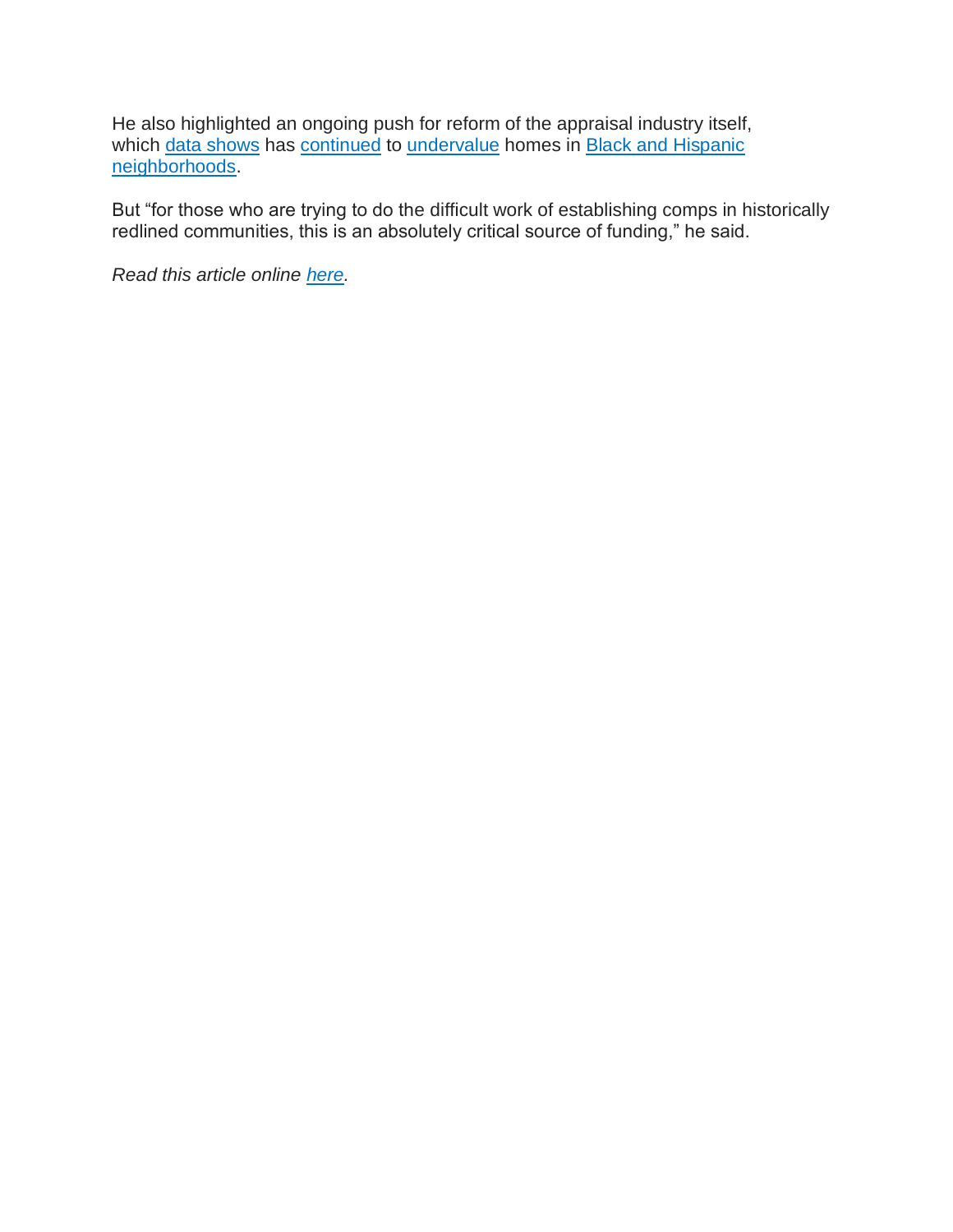He also highlighted an ongoing push for reform of the appraisal industry itself, which data shows has continued to undervalue homes in Black and Hispanic neighborhoods.

But "for those who are trying to do the difficult work of establishing comps in historically redlined communities, this is an absolutely critical source of funding," he said.

*Read this article online here.*